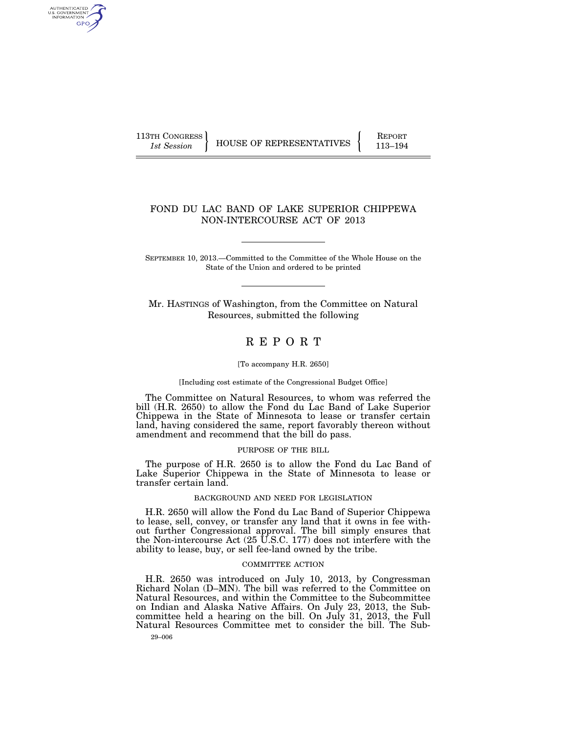113TH CONGRESS
*1st Session*

HOUSE OF REPRESENTATIVES

REPORT
113–194

# FOND DU LAC BAND OF LAKE SUPERIOR CHIPPEWA NON-INTERCOURSE ACT OF 2013

SEPTEMBER 10, 2013.—Committed to the Committee of the Whole House on the State of the Union and ordered to be printed

Mr. HASTINGS of Washington, from the Committee on Natural Resources, submitted the following

# R E P O R T

[To accompany H.R. 2650]

[Including cost estimate of the Congressional Budget Office]

The Committee on Natural Resources, to whom was referred the bill (H.R. 2650) to allow the Fond du Lac Band of Lake Superior Chippewa in the State of Minnesota to lease or transfer certain land, having considered the same, report favorably thereon without amendment and recommend that the bill do pass.

## PURPOSE OF THE BILL

The purpose of H.R. 2650 is to allow the Fond du Lac Band of Lake Superior Chippewa in the State of Minnesota to lease or transfer certain land.

## BACKGROUND AND NEED FOR LEGISLATION

H.R. 2650 will allow the Fond du Lac Band of Superior Chippewa to lease, sell, convey, or transfer any land that it owns in fee without further Congressional approval. The bill simply ensures that the Non-intercourse Act (25 U.S.C. 177) does not interfere with the ability to lease, buy, or sell fee-land owned by the tribe.

## COMMITTEE ACTION

H.R. 2650 was introduced on July 10, 2013, by Congressman Richard Nolan (D–MN). The bill was referred to the Committee on Natural Resources, and within the Committee to the Subcommittee on Indian and Alaska Native Affairs. On July 23, 2013, the Subcommittee held a hearing on the bill. On July 31, 2013, the Full Natural Resources Committee met to consider the bill. The Sub-

29–006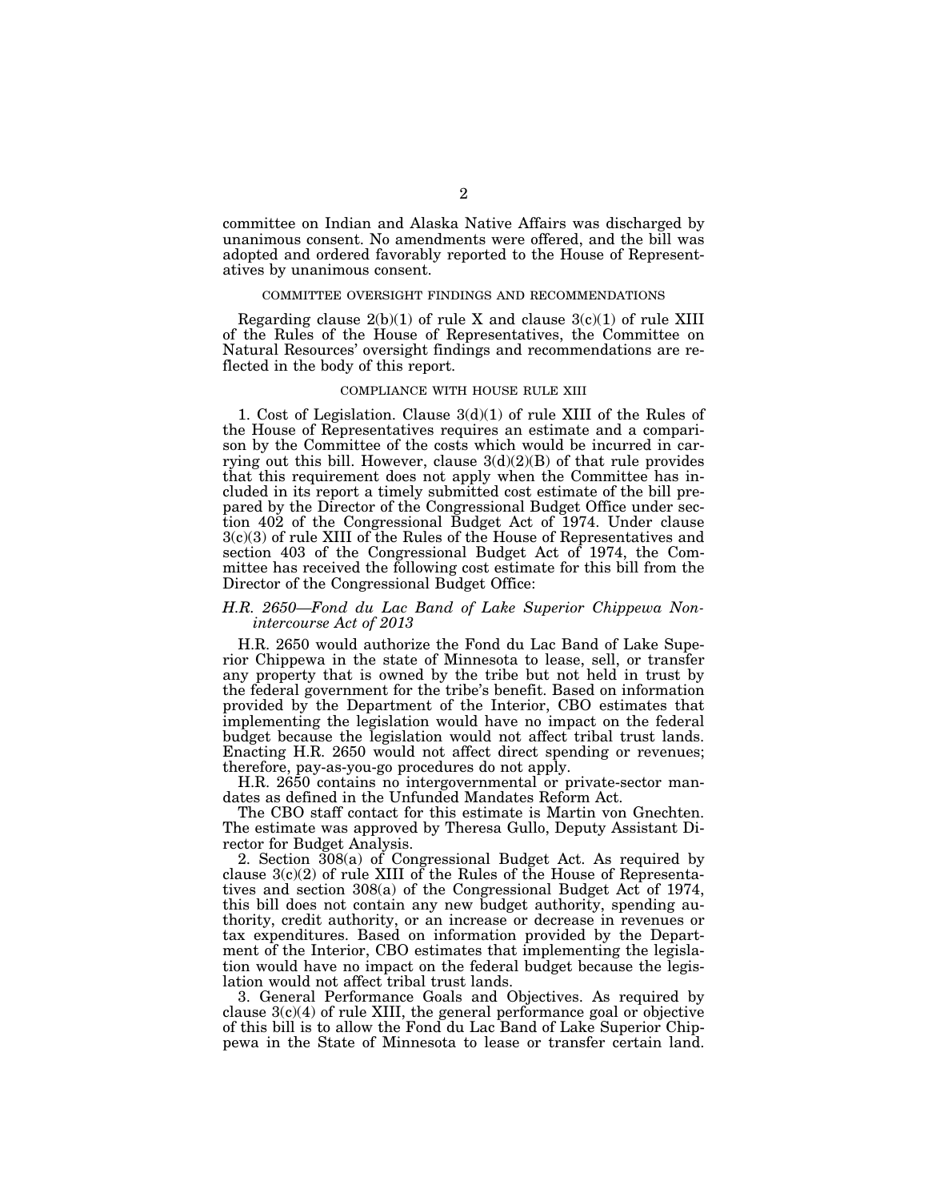committee on Indian and Alaska Native Affairs was discharged by unanimous consent. No amendments were offered, and the bill was adopted and ordered favorably reported to the House of Representatives by unanimous consent.

## COMMITTEE OVERSIGHT FINDINGS AND RECOMMENDATIONS

Regarding clause 2(b)(1) of rule X and clause 3(c)(1) of rule XIII of the Rules of the House of Representatives, the Committee on Natural Resources' oversight findings and recommendations are reflected in the body of this report.

## COMPLIANCE WITH HOUSE RULE XIII

1. Cost of Legislation. Clause 3(d)(1) of rule XIII of the Rules of the House of Representatives requires an estimate and a comparison by the Committee of the costs which would be incurred in carrying out this bill. However, clause 3(d)(2)(B) of that rule provides that this requirement does not apply when the Committee has included in its report a timely submitted cost estimate of the bill prepared by the Director of the Congressional Budget Office under section 402 of the Congressional Budget Act of 1974. Under clause 3(c)(3) of rule XIII of the Rules of the House of Representatives and section 403 of the Congressional Budget Act of 1974, the Committee has received the following cost estimate for this bill from the Director of the Congressional Budget Office:

### *H.R. 2650—Fond du Lac Band of Lake Superior Chippewa Nonintercourse Act of 2013*

H.R. 2650 would authorize the Fond du Lac Band of Lake Superior Chippewa in the state of Minnesota to lease, sell, or transfer any property that is owned by the tribe but not held in trust by the federal government for the tribe's benefit. Based on information provided by the Department of the Interior, CBO estimates that implementing the legislation would have no impact on the federal budget because the legislation would not affect tribal trust lands. Enacting H.R. 2650 would not affect direct spending or revenues; therefore, pay-as-you-go procedures do not apply.

H.R. 2650 contains no intergovernmental or private-sector mandates as defined in the Unfunded Mandates Reform Act.

The CBO staff contact for this estimate is Martin von Gnechten. The estimate was approved by Theresa Gullo, Deputy Assistant Director for Budget Analysis.

2. Section 308(a) of Congressional Budget Act. As required by clause 3(c)(2) of rule XIII of the Rules of the House of Representatives and section 308(a) of the Congressional Budget Act of 1974, this bill does not contain any new budget authority, spending authority, credit authority, or an increase or decrease in revenues or tax expenditures. Based on information provided by the Department of the Interior, CBO estimates that implementing the legislation would have no impact on the federal budget because the legislation would not affect tribal trust lands.

3. General Performance Goals and Objectives. As required by clause 3(c)(4) of rule XIII, the general performance goal or objective of this bill is to allow the Fond du Lac Band of Lake Superior Chippewa in the State of Minnesota to lease or transfer certain land.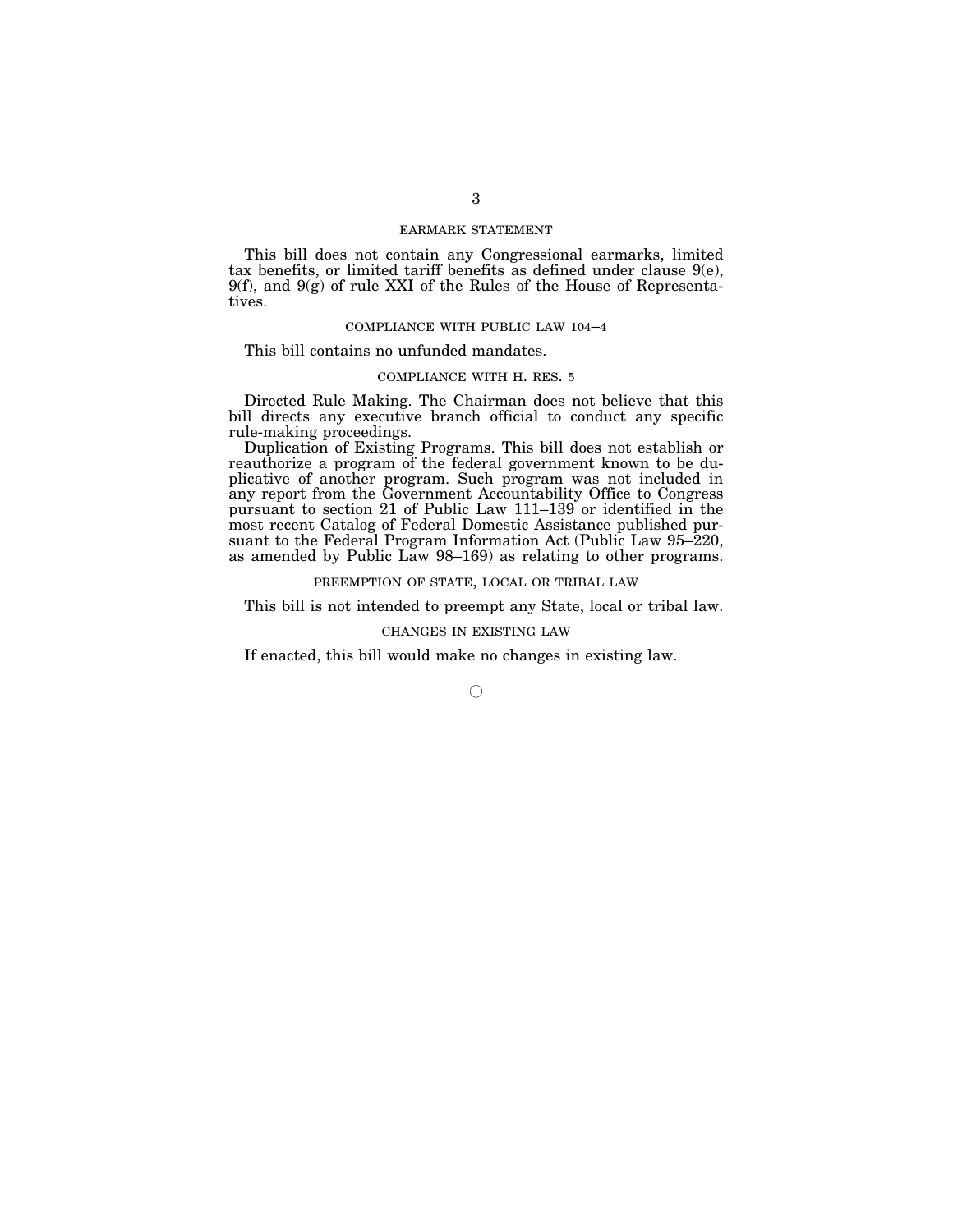## EARMARK STATEMENT

This bill does not contain any Congressional earmarks, limited tax benefits, or limited tariff benefits as defined under clause 9(e), 9(f), and 9(g) of rule XXI of the Rules of the House of Representatives.

## COMPLIANCE WITH PUBLIC LAW 104–4

This bill contains no unfunded mandates.

## COMPLIANCE WITH H. RES. 5

Directed Rule Making. The Chairman does not believe that this bill directs any executive branch official to conduct any specific rule-making proceedings.

Duplication of Existing Programs. This bill does not establish or reauthorize a program of the federal government known to be duplicative of another program. Such program was not included in any report from the Government Accountability Office to Congress pursuant to section 21 of Public Law 111–139 or identified in the most recent Catalog of Federal Domestic Assistance published pursuant to the Federal Program Information Act (Public Law 95–220, as amended by Public Law 98–169) as relating to other programs.

## PREEMPTION OF STATE, LOCAL OR TRIBAL LAW

This bill is not intended to preempt any State, local or tribal law.

## CHANGES IN EXISTING LAW

If enacted, this bill would make no changes in existing law.

○